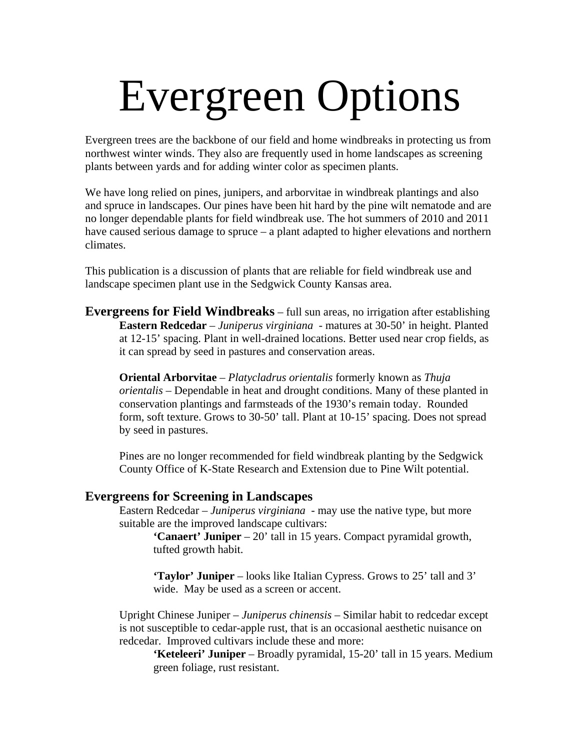# Evergreen Options

Evergreen trees are the backbone of our field and home windbreaks in protecting us from northwest winter winds. They also are frequently used in home landscapes as screening plants between yards and for adding winter color as specimen plants.

We have long relied on pines, junipers, and arborvitae in windbreak plantings and also and spruce in landscapes. Our pines have been hit hard by the pine wilt nematode and are no longer dependable plants for field windbreak use. The hot summers of 2010 and 2011 have caused serious damage to spruce – a plant adapted to higher elevations and northern climates.

This publication is a discussion of plants that are reliable for field windbreak use and landscape specimen plant use in the Sedgwick County Kansas area.

**Evergreens for Field Windbreaks** – full sun areas, no irrigation after establishing

**Eastern Redcedar** – *Juniperus virginiana* - matures at 30-50' in height. Planted at 12-15' spacing. Plant in well-drained locations. Better used near crop fields, as it can spread by seed in pastures and conservation areas.

**Oriental Arborvitae** – *Platycladrus orientalis* formerly known as *Thuja orientalis* – Dependable in heat and drought conditions. Many of these planted in conservation plantings and farmsteads of the 1930's remain today. Rounded form, soft texture. Grows to 30-50' tall. Plant at 10-15' spacing. Does not spread by seed in pastures.

Pines are no longer recommended for field windbreak planting by the Sedgwick County Office of K-State Research and Extension due to Pine Wilt potential.

## Evergreens for Screening in Landscapes

Eastern Redcedar – *Juniperus virginiana* - may use the native type, but more suitable are the improved landscape cultivars:

**'Canaert' Juniper** – 20' tall in 15 years. Compact pyramidal growth, tufted growth habit.

**'Taylor' Juniper** – looks like Italian Cypress. Grows to 25' tall and 3' wide. May be used as a screen or accent.

Upright Chinese Juniper – *Juniperus chinensis* – Similar habit to redcedar except is not susceptible to cedar-apple rust, that is an occasional aesthetic nuisance on redcedar. Improved cultivars include these and more:

**'Keteleeri' Juniper** – Broadly pyramidal, 15-20' tall in 15 years. Medium green foliage, rust resistant.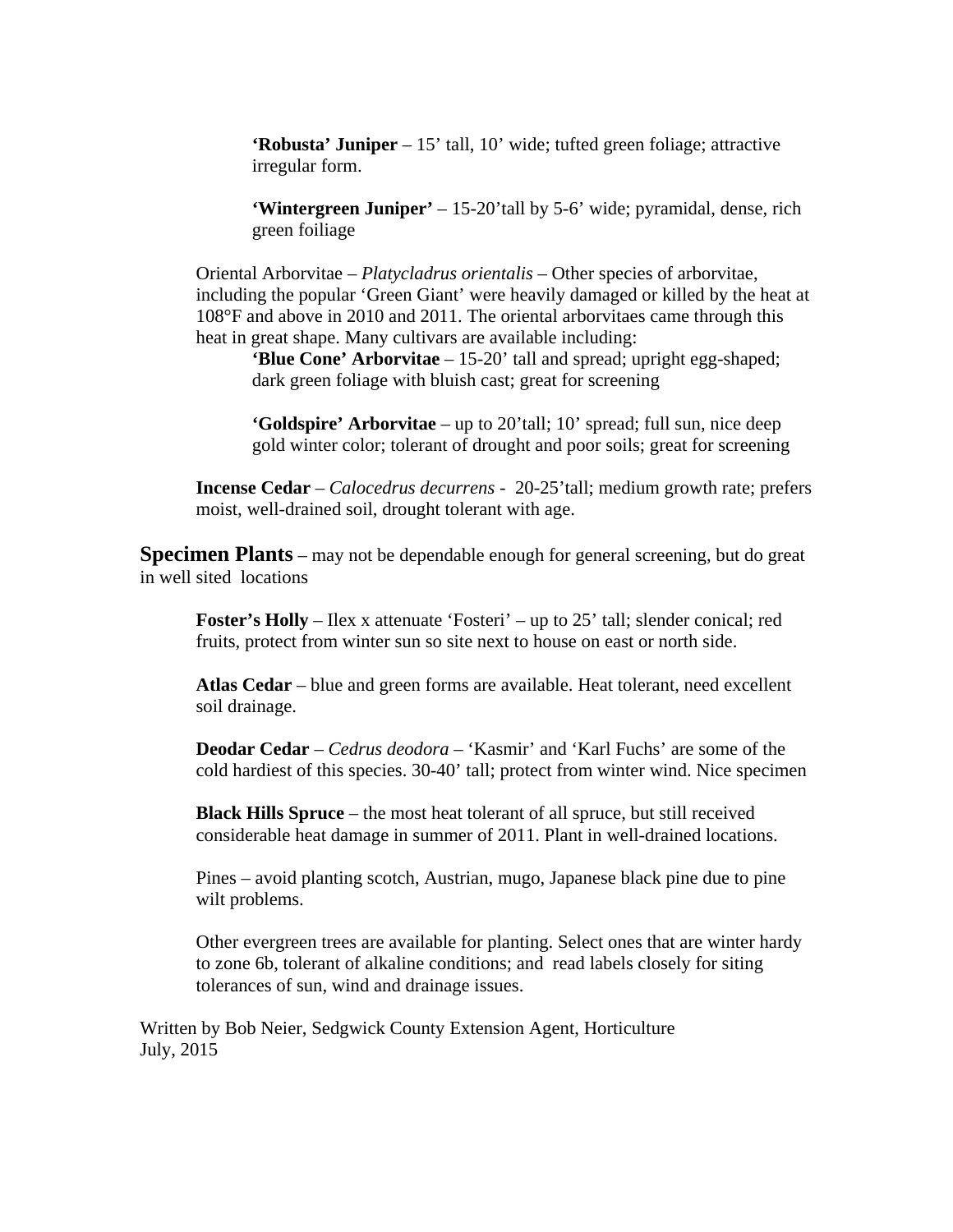**'Robusta' Juniper** – 15' tall, 10' wide; tufted green foliage; attractive irregular form.

**'Wintergreen Juniper'** – 15-20'tall by 5-6' wide; pyramidal, dense, rich green foiliage

Oriental Arborvitae – *Platycladrus orientalis* – Other species of arborvitae, including the popular 'Green Giant' were heavily damaged or killed by the heat at 108°F and above in 2010 and 2011. The oriental arborvitaes came through this heat in great shape. Many cultivars are available including:

**'Blue Cone' Arborvitae** – 15-20' tall and spread; upright egg-shaped; dark green foliage with bluish cast; great for screening

**'Goldspire' Arborvitae** – up to 20'tall; 10' spread; full sun, nice deep gold winter color; tolerant of drought and poor soils; great for screening

**Incense Cedar** – *Calocedrus decurrens* - 20-25'tall; medium growth rate; prefers moist, well-drained soil, drought tolerant with age.

**Specimen Plants** – may not be dependable enough for general screening, but do great in well sited locations

**Foster's Holly** – Ilex x attenuate 'Fosteri' – up to 25' tall; slender conical; red fruits, protect from winter sun so site next to house on east or north side.

**Atlas Cedar** – blue and green forms are available. Heat tolerant, need excellent soil drainage.

**Deodar Cedar** – *Cedrus deodora* – 'Kasmir' and 'Karl Fuchs' are some of the cold hardiest of this species. 30-40' tall; protect from winter wind. Nice specimen

**Black Hills Spruce** – the most heat tolerant of all spruce, but still received considerable heat damage in summer of 2011. Plant in well-drained locations.

Pines – avoid planting scotch, Austrian, mugo, Japanese black pine due to pine wilt problems.

Other evergreen trees are available for planting. Select ones that are winter hardy to zone 6b, tolerant of alkaline conditions; and read labels closely for siting tolerances of sun, wind and drainage issues.

Written by Bob Neier, Sedgwick County Extension Agent, Horticulture
July, 2015